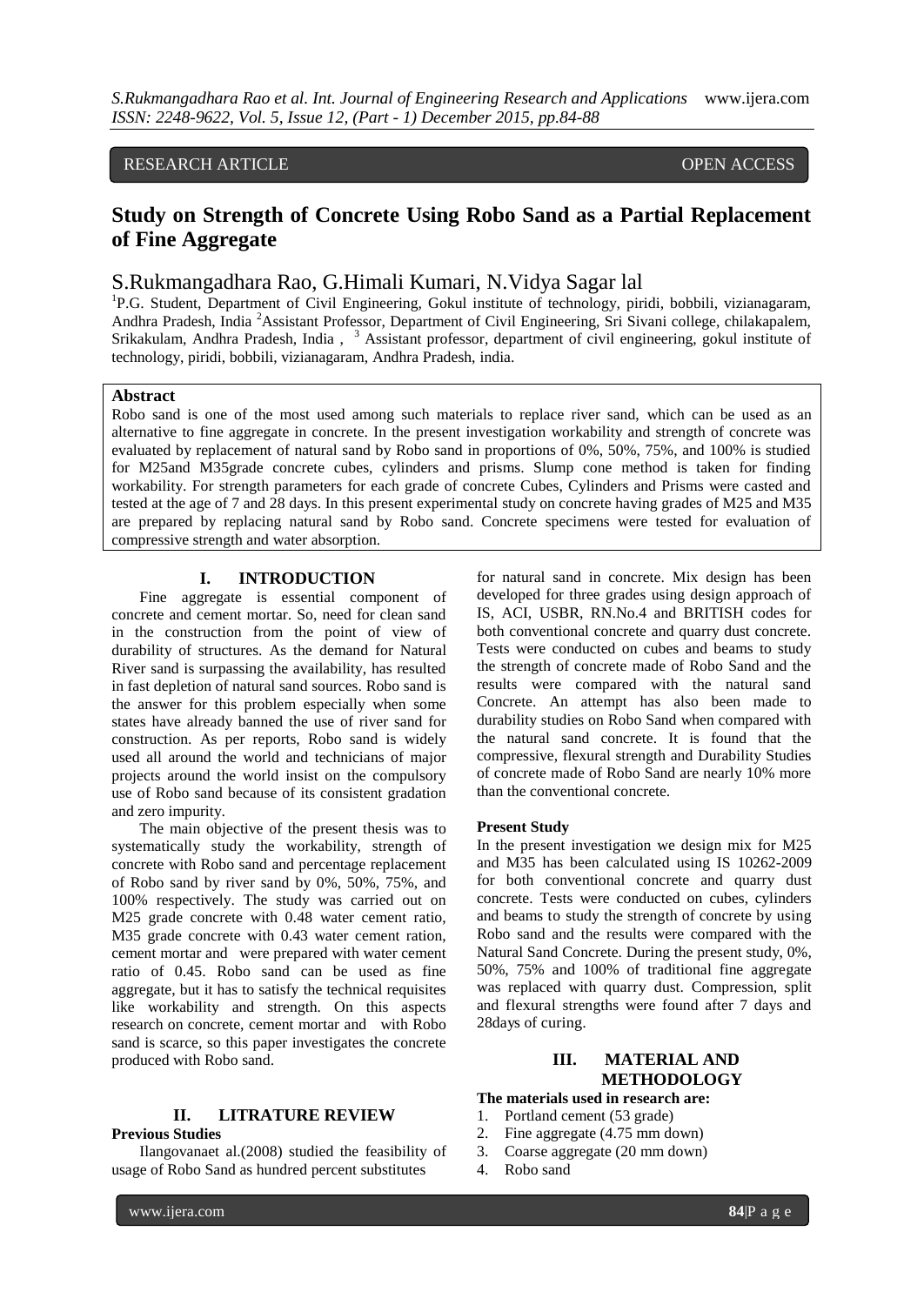RESEARCH ARTICLE OPEN ACCESS

# Study on Strength of Concrete Using Robo Sand as a Partial Replacement of Fine Aggregate

S.Rukmangadhara Rao, G.Himali Kumari, N.Vidya Sagar lal

[1]P.G. Student, Department of Civil Engineering, Gokul institute of technology, piridi, bobbili, vizianagaram, Andhra Pradesh, India [2]Assistant Professor, Department of Civil Engineering, Sri Sivani college, chilakapalem, Srikakulam, Andhra Pradesh, India , [3] Assistant professor, department of civil engineering, gokul institute of technology, piridi, bobbili, vizianagaram, Andhra Pradesh, india.

## Abstract

Robo sand is one of the most used among such materials to replace river sand, which can be used as an alternative to fine aggregate in concrete. In the present investigation workability and strength of concrete was evaluated by replacement of natural sand by Robo sand in proportions of 0%, 50%, 75%, and 100% is studied for M25and M35grade concrete cubes, cylinders and prisms. Slump cone method is taken for finding workability. For strength parameters for each grade of concrete Cubes, Cylinders and Prisms were casted and tested at the age of 7 and 28 days. In this present experimental study on concrete having grades of M25 and M35 are prepared by replacing natural sand by Robo sand. Concrete specimens were tested for evaluation of compressive strength and water absorption.

## I. INTRODUCTION

Fine aggregate is essential component of concrete and cement mortar. So, need for clean sand in the construction from the point of view of durability of structures. As the demand for Natural River sand is surpassing the availability, has resulted in fast depletion of natural sand sources. Robo sand is the answer for this problem especially when some states have already banned the use of river sand for construction. As per reports, Robo sand is widely used all around the world and technicians of major projects around the world insist on the compulsory use of Robo sand because of its consistent gradation and zero impurity.

The main objective of the present thesis was to systematically study the workability, strength of concrete with Robo sand and percentage replacement of Robo sand by river sand by 0%, 50%, 75%, and 100% respectively. The study was carried out on M25 grade concrete with 0.48 water cement ratio, M35 grade concrete with 0.43 water cement ration, cement mortar and were prepared with water cement ratio of 0.45. Robo sand can be used as fine aggregate, but it has to satisfy the technical requisites like workability and strength. On this aspects research on concrete, cement mortar and with Robo sand is scarce, so this paper investigates the concrete produced with Robo sand.

## II. LITRATURE REVIEW

**Previous Studies**

Ilangovanaet al.(2008) studied the feasibility of usage of Robo Sand as hundred percent substitutes for natural sand in concrete. Mix design has been developed for three grades using design approach of IS, ACI, USBR, RN.No.4 and BRITISH codes for both conventional concrete and quarry dust concrete. Tests were conducted on cubes and beams to study the strength of concrete made of Robo Sand and the results were compared with the natural sand Concrete. An attempt has also been made to durability studies on Robo Sand when compared with the natural sand concrete. It is found that the compressive, flexural strength and Durability Studies of concrete made of Robo Sand are nearly 10% more than the conventional concrete.

**Present Study**

In the present investigation we design mix for M25 and M35 has been calculated using IS 10262-2009 for both conventional concrete and quarry dust concrete. Tests were conducted on cubes, cylinders and beams to study the strength of concrete by using Robo sand and the results were compared with the Natural Sand Concrete. During the present study, 0%, 50%, 75% and 100% of traditional fine aggregate was replaced with quarry dust. Compression, split and flexural strengths were found after 7 days and 28days of curing.

## III. MATERIAL AND METHODOLOGY

**The materials used in research are:**

1. Portland cement (53 grade)
2. Fine aggregate (4.75 mm down)
3. Coarse aggregate (20 mm down)
4. Robo sand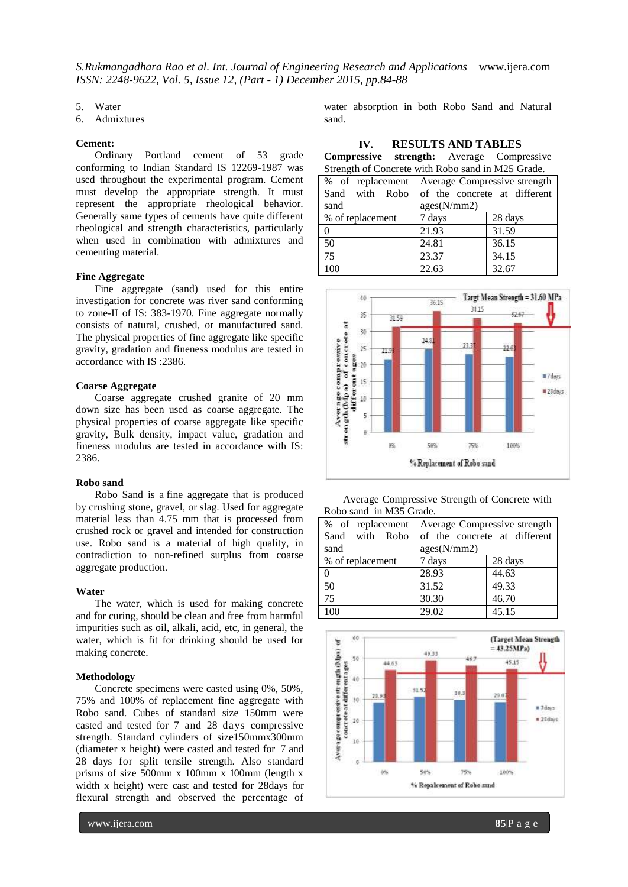5. Water
6. Admixtures

**Cement:**

Ordinary Portland cement of 53 grade conforming to Indian Standard IS 12269-1987 was used throughout the experimental program. Cement must develop the appropriate strength. It must represent the appropriate rheological behavior. Generally same types of cements have quite different rheological and strength characteristics, particularly when used in combination with admixtures and cementing material.

**Fine Aggregate**

Fine aggregate (sand) used for this entire investigation for concrete was river sand conforming to zone-II of IS: 383-1970. Fine aggregate normally consists of natural, crushed, or manufactured sand. The physical properties of fine aggregate like specific gravity, gradation and fineness modulus are tested in accordance with IS :2386.

**Coarse Aggregate**

Coarse aggregate crushed granite of 20 mm down size has been used as coarse aggregate. The physical properties of coarse aggregate like specific gravity, Bulk density, impact value, gradation and fineness modulus are tested in accordance with IS: 2386.

**Robo sand**

Robo Sand is a fine aggregate that is produced by crushing stone, gravel, or slag. Used for aggregate material less than 4.75 mm that is processed from crushed rock or gravel and intended for construction use. Robo sand is a material of high quality, in contradiction to non-refined surplus from coarse aggregate production.

**Water**

The water, which is used for making concrete and for curing, should be clean and free from harmful impurities such as oil, alkali, acid, etc, in general, the water, which is fit for drinking should be used for making concrete.

**Methodology**

Concrete specimens were casted using 0%, 50%, 75% and 100% of replacement fine aggregate with Robo sand. Cubes of standard size 150mm were casted and tested for 7 and 28 days compressive strength. Standard cylinders of size150mmx300mm (diameter x height) were casted and tested for 7 and 28 days for split tensile strength. Also standard prisms of size 500mm x 100mm x 100mm (length x width x height) were cast and tested for 28days for flexural strength and observed the percentage of water absorption in both Robo Sand and Natural sand.

## IV. RESULTS AND TABLES

**Compressive strength:** Average Compressive Strength of Concrete with Robo sand in M25 Grade.

| % of replacement Sand with Robo sand | Average Compressive strength of the concrete at different ages(N/mm2) | |
|---|---|---|
| % of replacement | 7 days | 28 days |
| 0 | 21.93 | 31.59 |
| 50 | 24.81 | 36.15 |
| 75 | 23.37 | 34.15 |
| 100 | 22.63 | 32.67 |

Targt Mean Strength = 31.60 MPa
Average compressive strength(Mpa) of concrete at different ages
% Replacement of Robo sand
0% 50% 75% 100%
7days
28days
21.93 31.59 24.81 36.15 23.37 34.15 22.63 32.67

Average Compressive Strength of Concrete with Robo sand in M35 Grade.

| % of replacement Sand with Robo sand | Average Compressive strength of the concrete at different ages(N/mm2) | |
|---|---|---|
| % of replacement | 7 days | 28 days |
| 0 | 28.93 | 44.63 |
| 50 | 31.52 | 49.33 |
| 75 | 30.30 | 46.70 |
| 100 | 29.02 | 45.15 |

(Target Mean Strength = 43.25MPa)
Average compressive strength (Mpa) of concrete at different ages
% Repalcement of Robo sand
0% 50% 75% 100%
7days
28days
28.93 44.63 31.52 49.33 30.3 46.7 29.07 45.15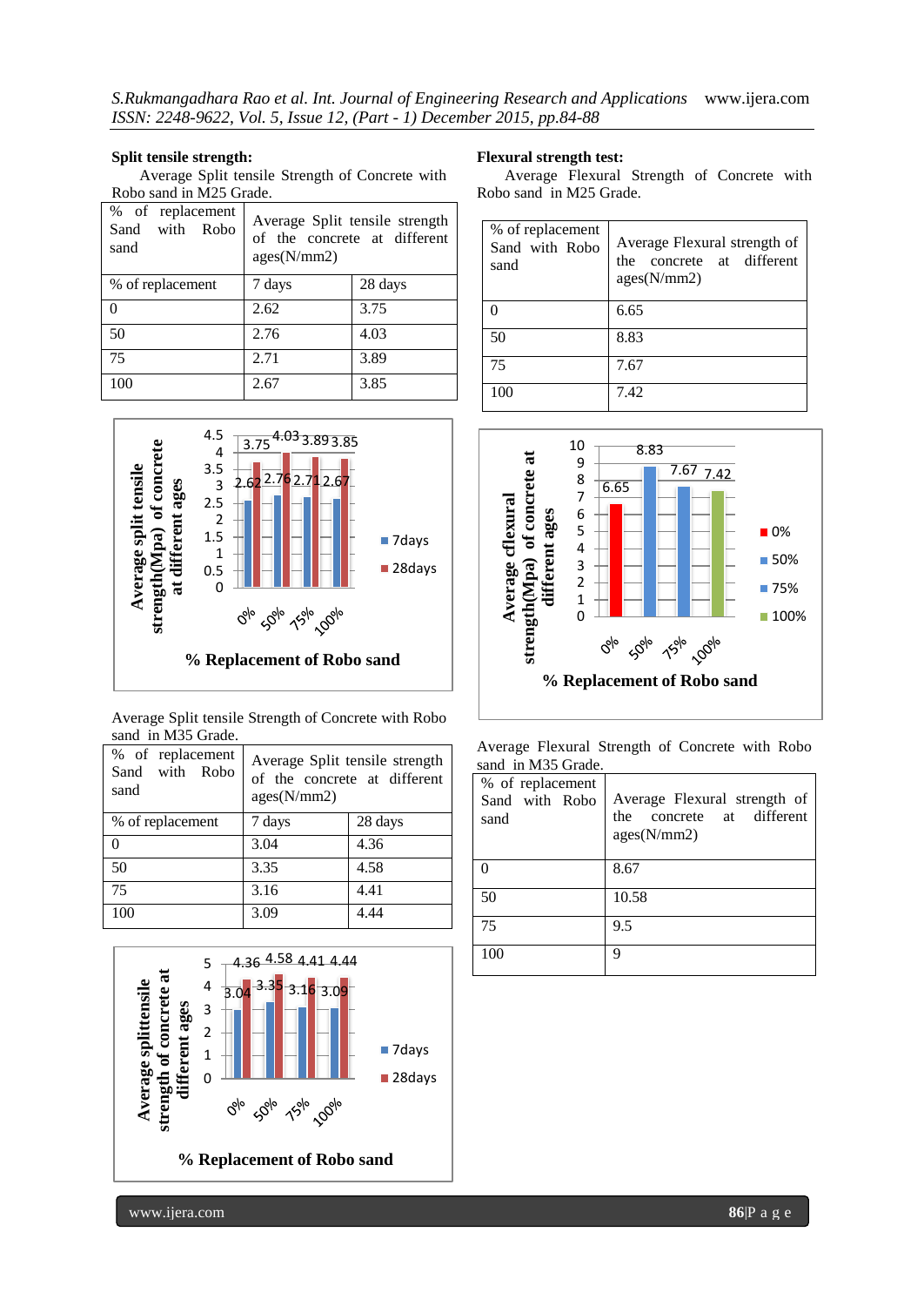**Split tensile strength:**

Average Split tensile Strength of Concrete with Robo sand in M25 Grade.

| % of replacement Sand with Robo sand | Average Split tensile strength of the concrete at different ages(N/mm2) | |
|---|---|---|
| % of replacement | 7 days | 28 days |
| 0 | 2.62 | 3.75 |
| 50 | 2.76 | 4.03 |
| 75 | 2.71 | 3.89 |
| 100 | 2.67 | 3.85 |

Average split tensile strength(Mpa) of concrete at different ages

4.5
4
3.5
3
2.5
2
1.5
1
0.5
0

3.75 4.03 3.89 3.85
2.62 2.76 2.71 2.67

0% 50% 75% 100%

7days
28days

% Replacement of Robo sand

Average Split tensile Strength of Concrete with Robo sand in M35 Grade.

| % of replacement Sand with Robo sand | Average Split tensile strength of the concrete at different ages(N/mm2) | |
|---|---|---|
| % of replacement | 7 days | 28 days |
| 0 | 3.04 | 4.36 |
| 50 | 3.35 | 4.58 |
| 75 | 3.16 | 4.41 |
| 100 | 3.09 | 4.44 |

Average splittensile strength of concrete at different ages

5
4
3
2
1
0

4.36 4.58 4.41 4.44
3.04 3.35 3.16 3.09

0% 50% 75% 100%

7days
28days

% Replacement of Robo sand

**Flexural strength test:**

Average Flexural Strength of Concrete with Robo sand in M25 Grade.

| % of replacement Sand with Robo sand | Average Flexural strength of the concrete at different ages(N/mm2) |
|---|---|
| 0 | 6.65 |
| 50 | 8.83 |
| 75 | 7.67 |
| 100 | 7.42 |

Average cflexural strength(Mpa) of concrete at different ages

10
9
8
7
6
5
4
3
2
1
0

6.65 8.83 7.67 7.42

0% 50% 75% 100%

0%
50%
75%
100%

% Replacement of Robo sand

Average Flexural Strength of Concrete with Robo sand in M35 Grade.

| % of replacement Sand with Robo sand | Average Flexural strength of the concrete at different ages(N/mm2) |
|---|---|
| 0 | 8.67 |
| 50 | 10.58 |
| 75 | 9.5 |
| 100 | 9 |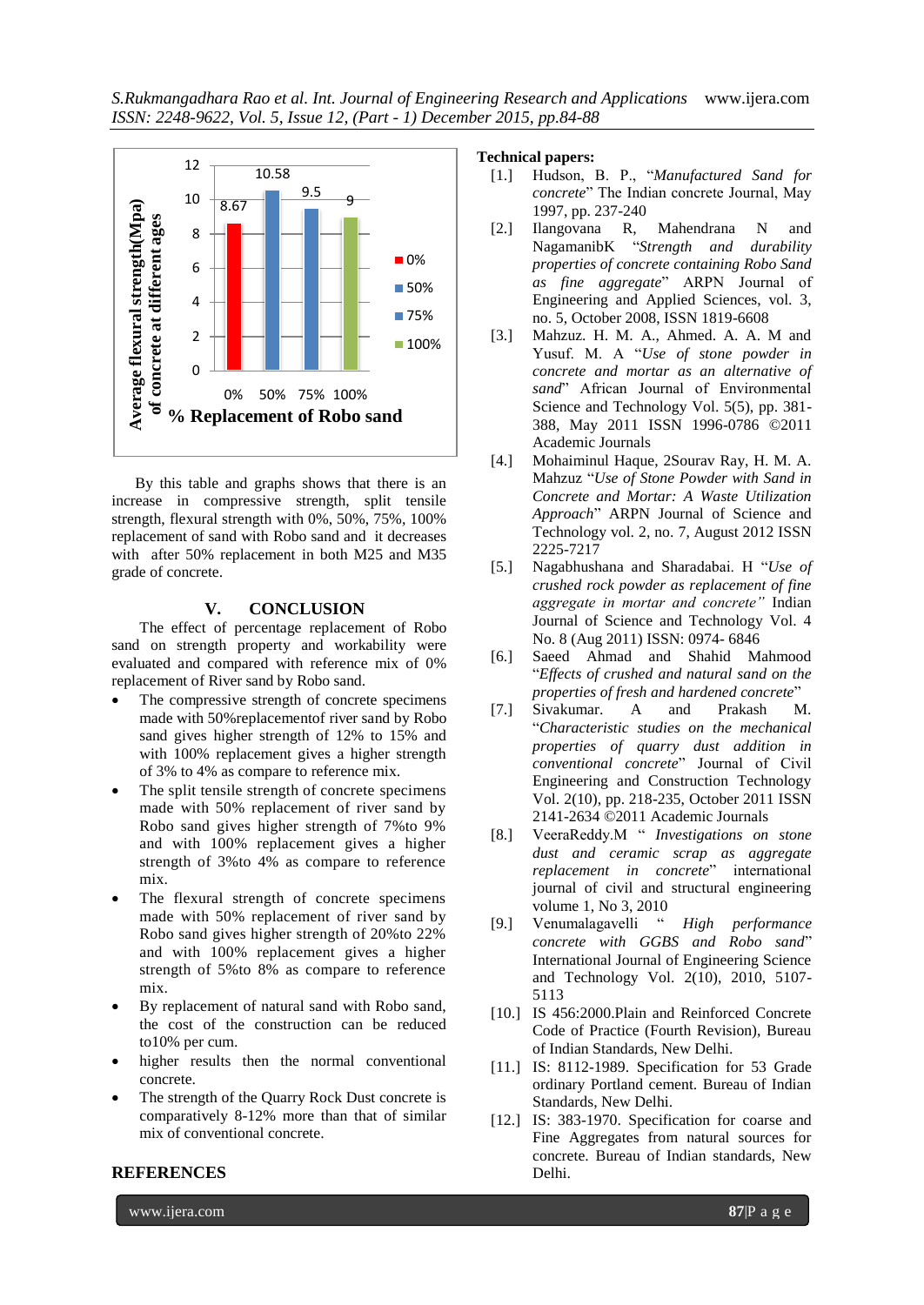12
10
8
6
4
2
0

8.67
10.58
9.5
9

0% 50% 75% 100%

% Replacement of Robo sand

Average flexural strength(Mpa) of concrete at different ages

0%
50%
75%
100%

By this table and graphs shows that there is an increase in compressive strength, split tensile strength, flexural strength with 0%, 50%, 75%, 100% replacement of sand with Robo sand and it decreases with after 50% replacement in both M25 and M35 grade of concrete.

## V. CONCLUSION

The effect of percentage replacement of Robo sand on strength property and workability were evaluated and compared with reference mix of 0% replacement of River sand by Robo sand.

- The compressive strength of concrete specimens made with 50%replacementof river sand by Robo sand gives higher strength of 12% to 15% and with 100% replacement gives a higher strength of 3% to 4% as compare to reference mix.
- The split tensile strength of concrete specimens made with 50% replacement of river sand by Robo sand gives higher strength of 7%to 9% and with 100% replacement gives a higher strength of 3%to 4% as compare to reference mix.
- The flexural strength of concrete specimens made with 50% replacement of river sand by Robo sand gives higher strength of 20%to 22% and with 100% replacement gives a higher strength of 5%to 8% as compare to reference mix.
- By replacement of natural sand with Robo sand, the cost of the construction can be reduced to10% per cum.
- higher results then the normal conventional concrete.
- The strength of the Quarry Rock Dust concrete is comparatively 8-12% more than that of similar mix of conventional concrete.

## REFERENCES

**Technical papers:**

[1.] Hudson, B. P., "*Manufactured Sand for concrete*" The Indian concrete Journal, May 1997, pp. 237-240

[2.] Ilangovana R, Mahendrana N and NagamanibK "*Strength and durability properties of concrete containing Robo Sand as fine aggregate*" ARPN Journal of Engineering and Applied Sciences, vol. 3, no. 5, October 2008, ISSN 1819-6608

[3.] Mahzuz. H. M. A., Ahmed. A. A. M and Yusuf. M. A "*Use of stone powder in concrete and mortar as an alternative of sand*" African Journal of Environmental Science and Technology Vol. 5(5), pp. 381-388, May 2011 ISSN 1996-0786 ©2011 Academic Journals

[4.] Mohaiminul Haque, 2Sourav Ray, H. M. A. Mahzuz "*Use of Stone Powder with Sand in Concrete and Mortar: A Waste Utilization Approach*" ARPN Journal of Science and Technology vol. 2, no. 7, August 2012 ISSN 2225-7217

[5.] Nagabhushana and Sharadabai. H "*Use of crushed rock powder as replacement of fine aggregate in mortar and concrete"* Indian Journal of Science and Technology Vol. 4 No. 8 (Aug 2011) ISSN: 0974- 6846

[6.] Saeed Ahmad and Shahid Mahmood "*Effects of crushed and natural sand on the properties of fresh and hardened concrete*"

[7.] Sivakumar. A and Prakash M. "*Characteristic studies on the mechanical properties of quarry dust addition in conventional concrete*" Journal of Civil Engineering and Construction Technology Vol. 2(10), pp. 218-235, October 2011 ISSN 2141-2634 ©2011 Academic Journals

[8.] VeeraReddy.M " *Investigations on stone dust and ceramic scrap as aggregate replacement in concrete*" international journal of civil and structural engineering volume 1, No 3, 2010

[9.] Venumalagavelli " *High performance concrete with GGBS and Robo sand*" International Journal of Engineering Science and Technology Vol. 2(10), 2010, 5107-5113

[10.] IS 456:2000.Plain and Reinforced Concrete Code of Practice (Fourth Revision), Bureau of Indian Standards, New Delhi.

[11.] IS: 8112-1989. Specification for 53 Grade ordinary Portland cement. Bureau of Indian Standards, New Delhi.

[12.] IS: 383-1970. Specification for coarse and Fine Aggregates from natural sources for concrete. Bureau of Indian standards, New Delhi.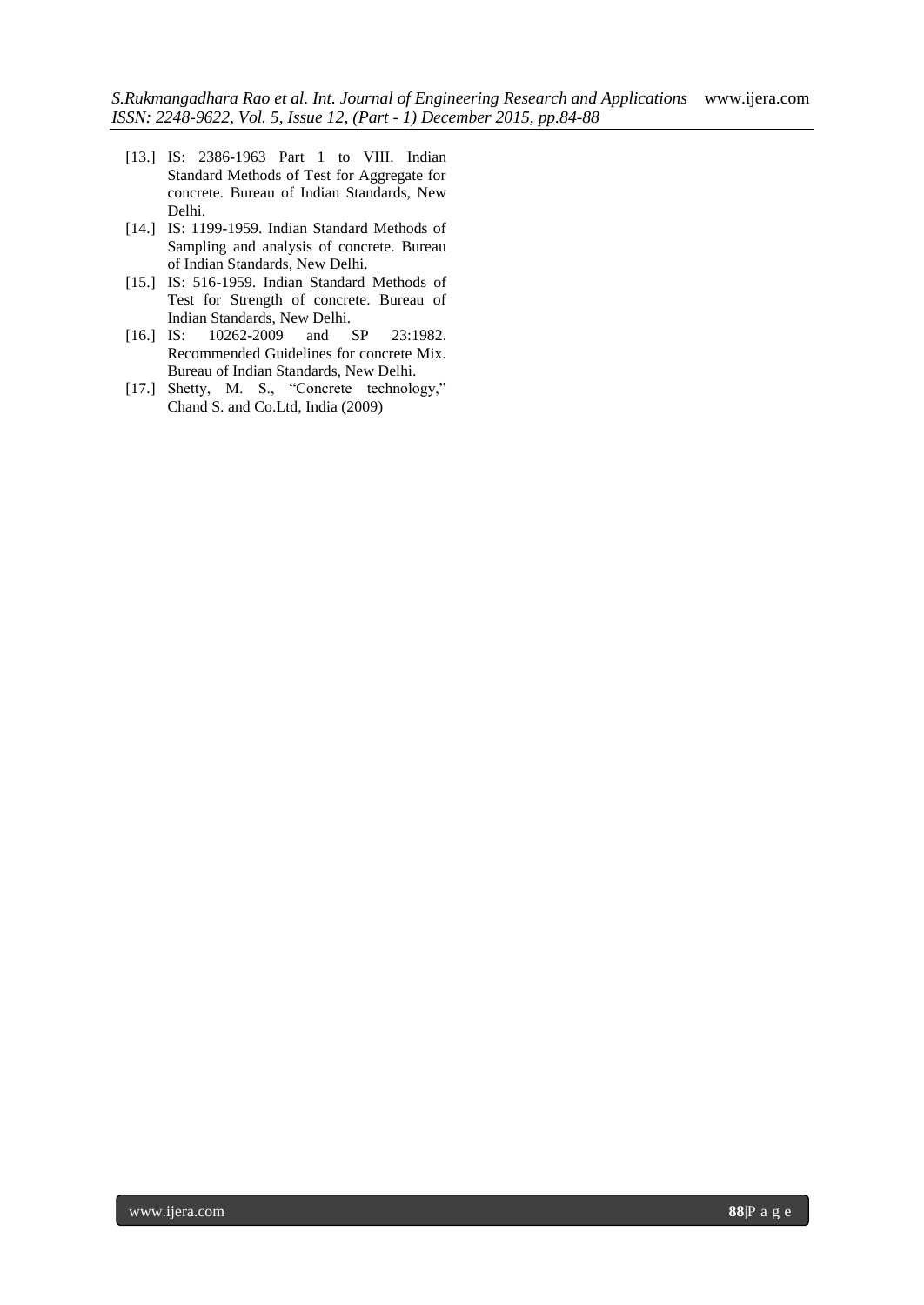[13.] IS: 2386-1963 Part 1 to VIII. Indian Standard Methods of Test for Aggregate for concrete. Bureau of Indian Standards, New Delhi.

[14.] IS: 1199-1959. Indian Standard Methods of Sampling and analysis of concrete. Bureau of Indian Standards, New Delhi.

[15.] IS: 516-1959. Indian Standard Methods of Test for Strength of concrete. Bureau of Indian Standards, New Delhi.

[16.] IS: 10262-2009 and SP 23:1982. Recommended Guidelines for concrete Mix. Bureau of Indian Standards, New Delhi.

[17.] Shetty, M. S., "Concrete technology," Chand S. and Co.Ltd, India (2009)